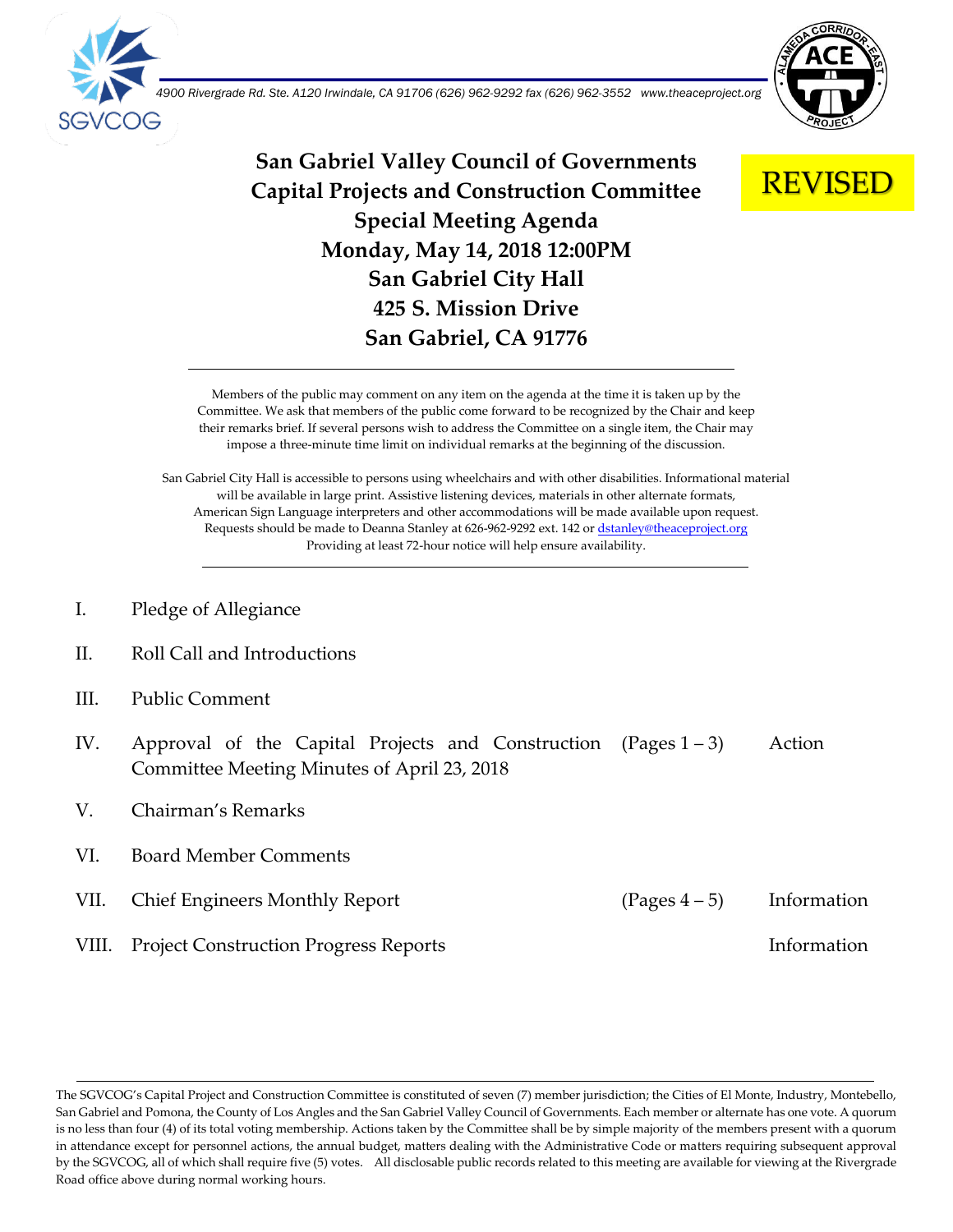4900 Rivergrade Rd. Ste. A120 Irwindale, CA 91706 (626) 962-9292 fax (626) 962-3552 www.theaceproject.org

**REVISED**

# San Gabriel Valley Council of Governments
# Capital Projects and Construction Committee
# Special Meeting Agenda
# Monday, May 14, 2018 12:00PM
# San Gabriel City Hall
# 425 S. Mission Drive
# San Gabriel, CA 91776

---

Members of the public may comment on any item on the agenda at the time it is taken up by the Committee. We ask that members of the public come forward to be recognized by the Chair and keep their remarks brief. If several persons wish to address the Committee on a single item, the Chair may impose a three-minute time limit on individual remarks at the beginning of the discussion.

San Gabriel City Hall is accessible to persons using wheelchairs and with other disabilities. Informational material will be available in large print. Assistive listening devices, materials in other alternate formats, American Sign Language interpreters and other accommodations will be made available upon request. Requests should be made to Deanna Stanley at 626-962-9292 ext. 142 or dstanley@theaceproject.org Providing at least 72-hour notice will help ensure availability.

---

| | | | |
|---|---|---|---|
| I. | Pledge of Allegiance | | |
| II. | Roll Call and Introductions | | |
| III. | Public Comment | | |
| IV. | Approval of the Capital Projects and Construction Committee Meeting Minutes of April 23, 2018 | (Pages 1 – 3) | Action |
| V. | Chairman's Remarks | | |
| VI. | Board Member Comments | | |
| VII. | Chief Engineers Monthly Report | (Pages 4 – 5) | Information |
| VIII. | Project Construction Progress Reports | | Information |

---

The SGVCOG's Capital Project and Construction Committee is constituted of seven (7) member jurisdiction; the Cities of El Monte, Industry, Montebello, San Gabriel and Pomona, the County of Los Angles and the San Gabriel Valley Council of Governments. Each member or alternate has one vote. A quorum is no less than four (4) of its total voting membership. Actions taken by the Committee shall be by simple majority of the members present with a quorum in attendance except for personnel actions, the annual budget, matters dealing with the Administrative Code or matters requiring subsequent approval by the SGVCOG, all of which shall require five (5) votes. All disclosable public records related to this meeting are available for viewing at the Rivergrade Road office above during normal working hours.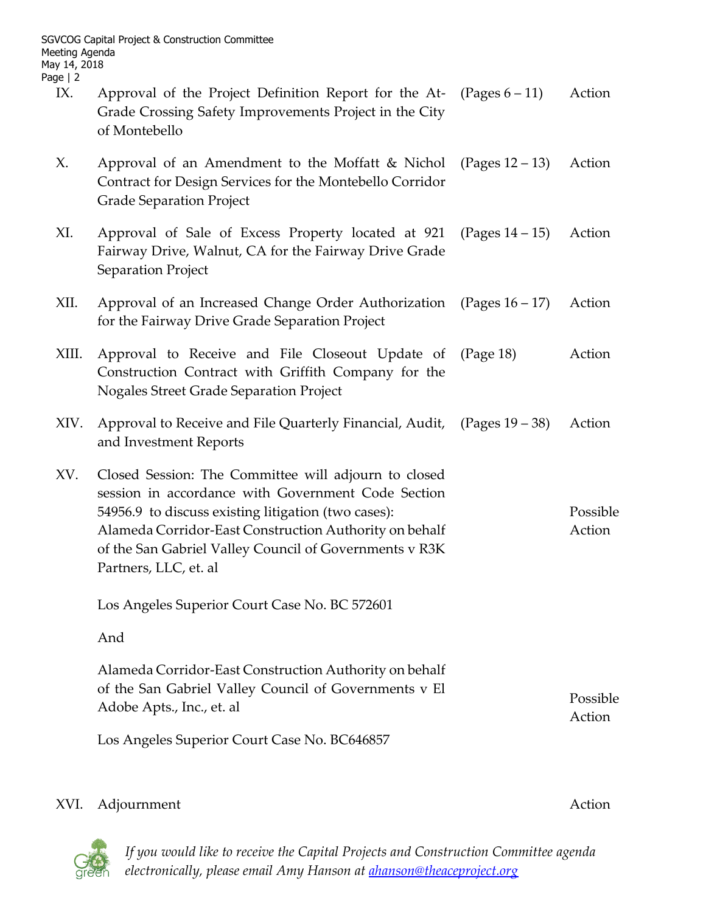| | | | |
|---|---|---|---|
| IX. | Approval of the Project Definition Report for the At-Grade Crossing Safety Improvements Project in the City of Montebello | (Pages 6 – 11) | Action |
| X. | Approval of an Amendment to the Moffatt & Nichol Contract for Design Services for the Montebello Corridor Grade Separation Project | (Pages 12 – 13) | Action |
| XI. | Approval of Sale of Excess Property located at 921 Fairway Drive, Walnut, CA for the Fairway Drive Grade Separation Project | (Pages 14 – 15) | Action |
| XII. | Approval of an Increased Change Order Authorization for the Fairway Drive Grade Separation Project | (Pages 16 – 17) | Action |
| XIII. | Approval to Receive and File Closeout Update of Construction Contract with Griffith Company for the Nogales Street Grade Separation Project | (Page 18) | Action |
| XIV. | Approval to Receive and File Quarterly Financial, Audit, and Investment Reports | (Pages 19 – 38) | Action |
| XV. | Closed Session: The Committee will adjourn to closed session in accordance with Government Code Section 54956.9 to discuss existing litigation (two cases): Alameda Corridor-East Construction Authority on behalf of the San Gabriel Valley Council of Governments v R3K Partners, LLC, et. al<br><br>Los Angeles Superior Court Case No. BC 572601<br><br>And<br><br>Alameda Corridor-East Construction Authority on behalf of the San Gabriel Valley Council of Governments v El Adobe Apts., Inc., et. al<br><br>Los Angeles Superior Court Case No. BC646857 | | Possible Action<br><br>Possible Action |
| XVI. | Adjournment | | Action |

*If you would like to receive the Capital Projects and Construction Committee agenda electronically, please email Amy Hanson at ahanson@theaceproject.org*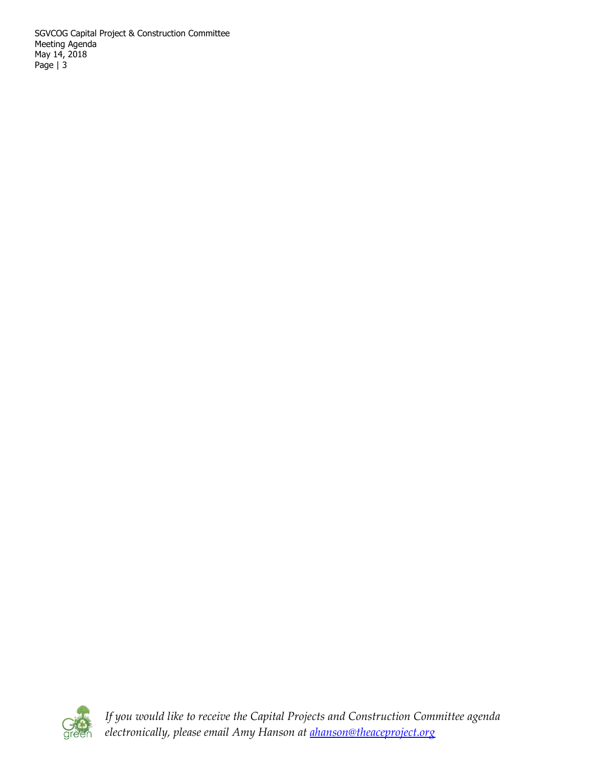*If you would like to receive the Capital Projects and Construction Committee agenda electronically, please email Amy Hanson at ahanson@theaceproject.org*